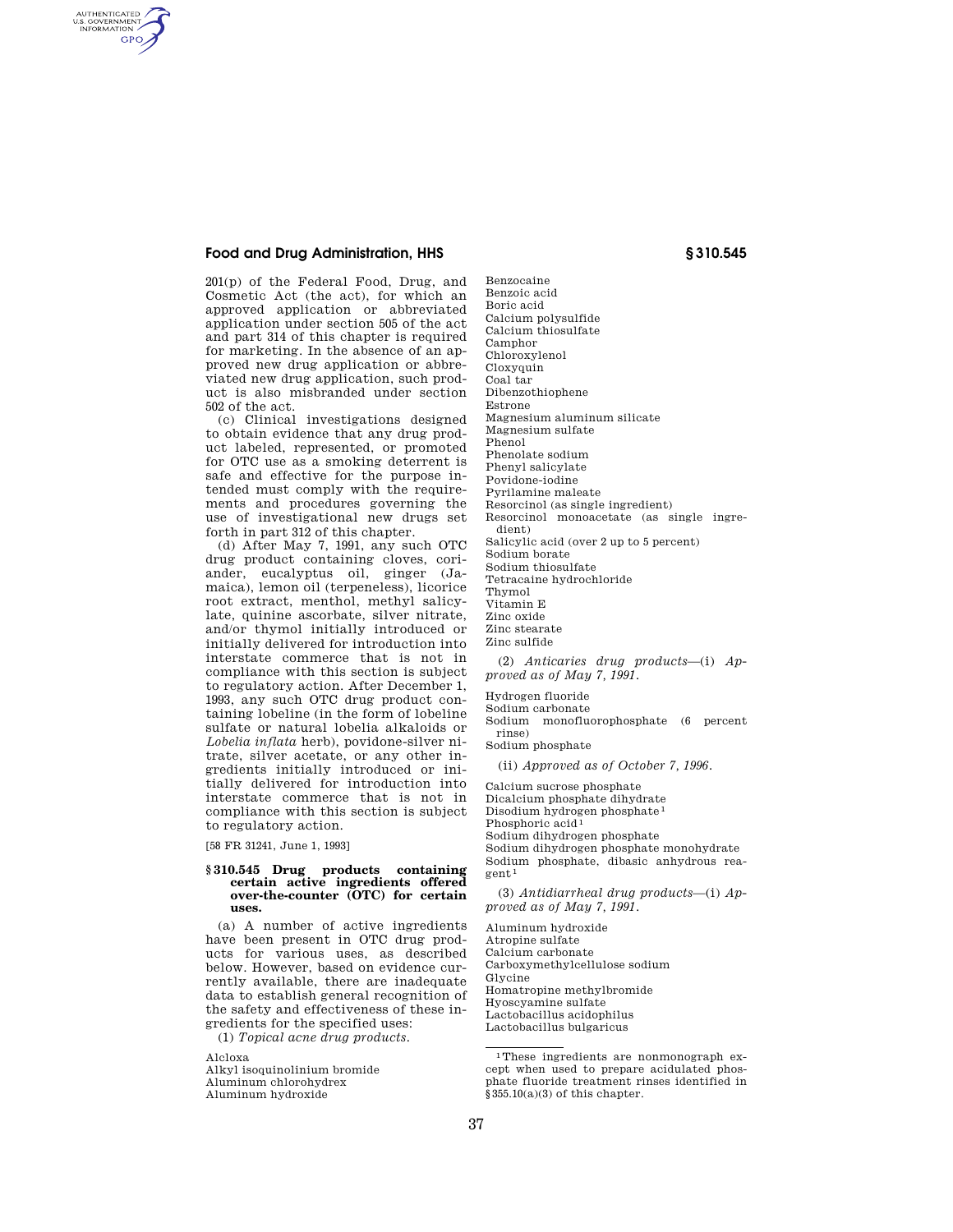201(p) of the Federal Food, Drug, and Cosmetic Act (the act), for which an approved application or abbreviated application under section 505 of the act and part 314 of this chapter is required for marketing. In the absence of an approved new drug application or abbreviated new drug application, such product is also misbranded under section 502 of the act.

(c) Clinical investigations designed to obtain evidence that any drug product labeled, represented, or promoted for OTC use as a smoking deterrent is safe and effective for the purpose intended must comply with the requirements and procedures governing the use of investigational new drugs set forth in part 312 of this chapter.

(d) After May 7, 1991, any such OTC drug product containing cloves, coriander, eucalyptus oil, ginger (Jamaica), lemon oil (terpeneless), licorice root extract, menthol, methyl salicylate, quinine ascorbate, silver nitrate, and/or thymol initially introduced or initially delivered for introduction into interstate commerce that is not in compliance with this section is subject to regulatory action. After December 1, 1993, any such OTC drug product containing lobeline (in the form of lobeline sulfate or natural lobelia alkaloids or *Lobelia inflata* herb), povidone-silver nitrate, silver acetate, or any other ingredients initially introduced or initially delivered for introduction into interstate commerce that is not in compliance with this section is subject to regulatory action.

[58 FR 31241, June 1, 1993]

## § 310.545 Drug products containing certain active ingredients offered over-the-counter (OTC) for certain uses.

(a) A number of active ingredients have been present in OTC drug products for various uses, as described below. However, based on evidence currently available, there are inadequate data to establish general recognition of the safety and effectiveness of these ingredients for the specified uses:

(1) *Topical acne drug products.*

Alcloxa
Alkyl isoquinolinium bromide
Aluminum chlorohydrex
Aluminum hydroxide
Benzocaine
Benzoic acid
Boric acid
Calcium polysulfide
Calcium thiosulfate
Camphor
Chloroxylenol
Cloxyquin
Coal tar
Dibenzothiophene
Estrone
Magnesium aluminum silicate
Magnesium sulfate
Phenol
Phenolate sodium
Phenyl salicylate
Povidone-iodine
Pyrilamine maleate
Resorcinol (as single ingredient)
Resorcinol monoacetate (as single ingredient)
Salicylic acid (over 2 up to 5 percent)
Sodium borate
Sodium thiosulfate
Tetracaine hydrochloride
Thymol
Vitamin E
Zinc oxide
Zinc stearate
Zinc sulfide

(2) *Anticaries drug products*—(i) *Approved as of May 7, 1991.*

Hydrogen fluoride
Sodium carbonate
Sodium monofluorophosphate (6 percent rinse)
Sodium phosphate

(ii) *Approved as of October 7, 1996.*

Calcium sucrose phosphate
Dicalcium phosphate dihydrate
Disodium hydrogen phosphate[1]
Phosphoric acid[1]
Sodium dihydrogen phosphate
Sodium dihydrogen phosphate monohydrate
Sodium phosphate, dibasic anhydrous reagent[1]

(3) *Antidiarrheal drug products*—(i) *Approved as of May 7, 1991.*

Aluminum hydroxide
Atropine sulfate
Calcium carbonate
Carboxymethylcellulose sodium
Glycine
Homatropine methylbromide
Hyoscyamine sulfate
Lactobacillus acidophilus
Lactobacillus bulgaricus

[1] These ingredients are nonmonograph except when used to prepare acidulated phosphate fluoride treatment rinses identified in §355.10(a)(3) of this chapter.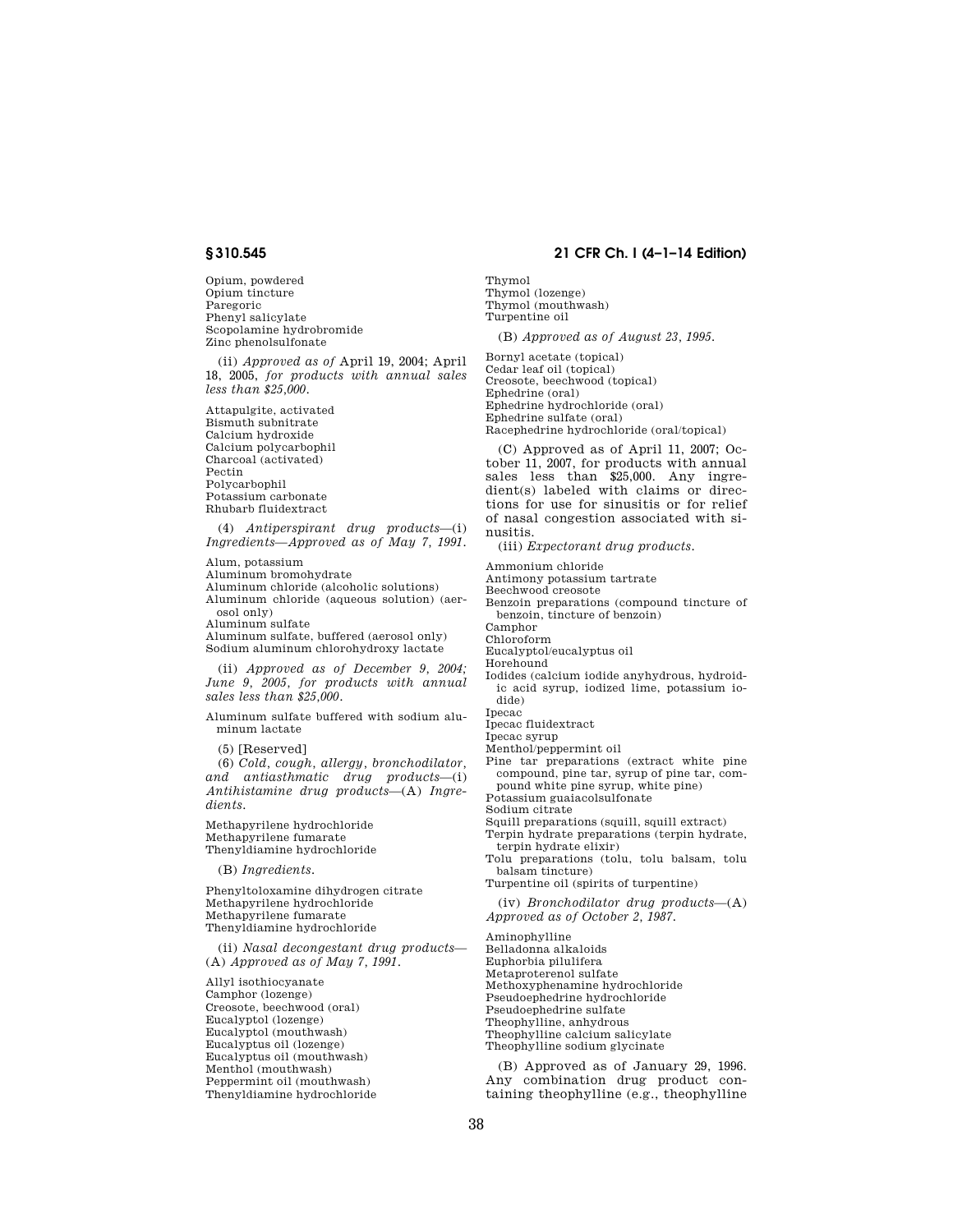Opium, powdered
Opium tincture
Paregoric
Phenyl salicylate
Scopolamine hydrobromide
Zinc phenolsulfonate

(ii) *Approved as of* April 19, 2004; April 18, 2005, *for products with annual sales less than $25,000.*

Attapulgite, activated
Bismuth subnitrate
Calcium hydroxide
Calcium polycarbophil
Charcoal (activated)
Pectin
Polycarbophil
Potassium carbonate
Rhubarb fluidextract

(4) *Antiperspirant drug products*—(i) *Ingredients—Approved as of May 7, 1991.*

Alum, potassium
Aluminum bromohydrate
Aluminum chloride (alcoholic solutions)
Aluminum chloride (aqueous solution) (aerosol only)
Aluminum sulfate
Aluminum sulfate, buffered (aerosol only)
Sodium aluminum chlorohydroxy lactate

(ii) *Approved as of December 9, 2004; June 9, 2005, for products with annual sales less than $25,000.*

Aluminum sulfate buffered with sodium aluminum lactate

(5) [Reserved]

(6) *Cold, cough, allergy, bronchodilator, and antiasthmatic drug products*—(i) *Antihistamine drug products*—(A) *Ingredients.*

Methapyrilene hydrochloride
Methapyrilene fumarate
Thenyldiamine hydrochloride

(B) *Ingredients.*

Phenyltoloxamine dihydrogen citrate
Methapyrilene hydrochloride
Methapyrilene fumarate
Thenyldiamine hydrochloride

(ii) *Nasal decongestant drug products*—(A) *Approved as of May 7, 1991.*

Allyl isothiocyanate
Camphor (lozenge)
Creosote, beechwood (oral)
Eucalyptol (lozenge)
Eucalyptol (mouthwash)
Eucalyptus oil (lozenge)
Eucalyptus oil (mouthwash)
Menthol (mouthwash)
Peppermint oil (mouthwash)
Thenyldiamine hydrochloride
Thymol
Thymol (lozenge)
Thymol (mouthwash)
Turpentine oil

(B) *Approved as of August 23, 1995.*

Bornyl acetate (topical)
Cedar leaf oil (topical)
Creosote, beechwood (topical)
Ephedrine (oral)
Ephedrine hydrochloride (oral)
Ephedrine sulfate (oral)
Racephedrine hydrochloride (oral/topical)

(C) Approved as of April 11, 2007; October 11, 2007, for products with annual sales less than $25,000. Any ingredient(s) labeled with claims or directions for use for sinusitis or for relief of nasal congestion associated with sinusitis.

(iii) *Expectorant drug products.*

Ammonium chloride
Antimony potassium tartrate
Beechwood creosote
Benzoin preparations (compound tincture of benzoin, tincture of benzoin)
Camphor
Chloroform
Eucalyptol/eucalyptus oil
Horehound
Iodides (calcium iodide anyhydrous, hydroidic acid syrup, iodized lime, potassium iodide)
Ipecac
Ipecac fluidextract
Ipecac syrup
Menthol/peppermint oil
Pine tar preparations (extract white pine compound, pine tar, syrup of pine tar, compound white pine syrup, white pine)
Potassium guaiacolsulfonate
Sodium citrate
Squill preparations (squill, squill extract)
Terpin hydrate preparations (terpin hydrate, terpin hydrate elixir)
Tolu preparations (tolu, tolu balsam, tolu balsam tincture)
Turpentine oil (spirits of turpentine)

(iv) *Bronchodilator drug products*—(A) *Approved as of October 2, 1987.*

Aminophylline
Belladonna alkaloids
Euphorbia pilulifera
Metaproterenol sulfate
Methoxyphenamine hydrochloride
Pseudoephedrine hydrochloride
Pseudoephedrine sulfate
Theophylline, anhydrous
Theophylline calcium salicylate
Theophylline sodium glycinate

(B) Approved as of January 29, 1996. Any combination drug product containing theophylline (e.g., theophylline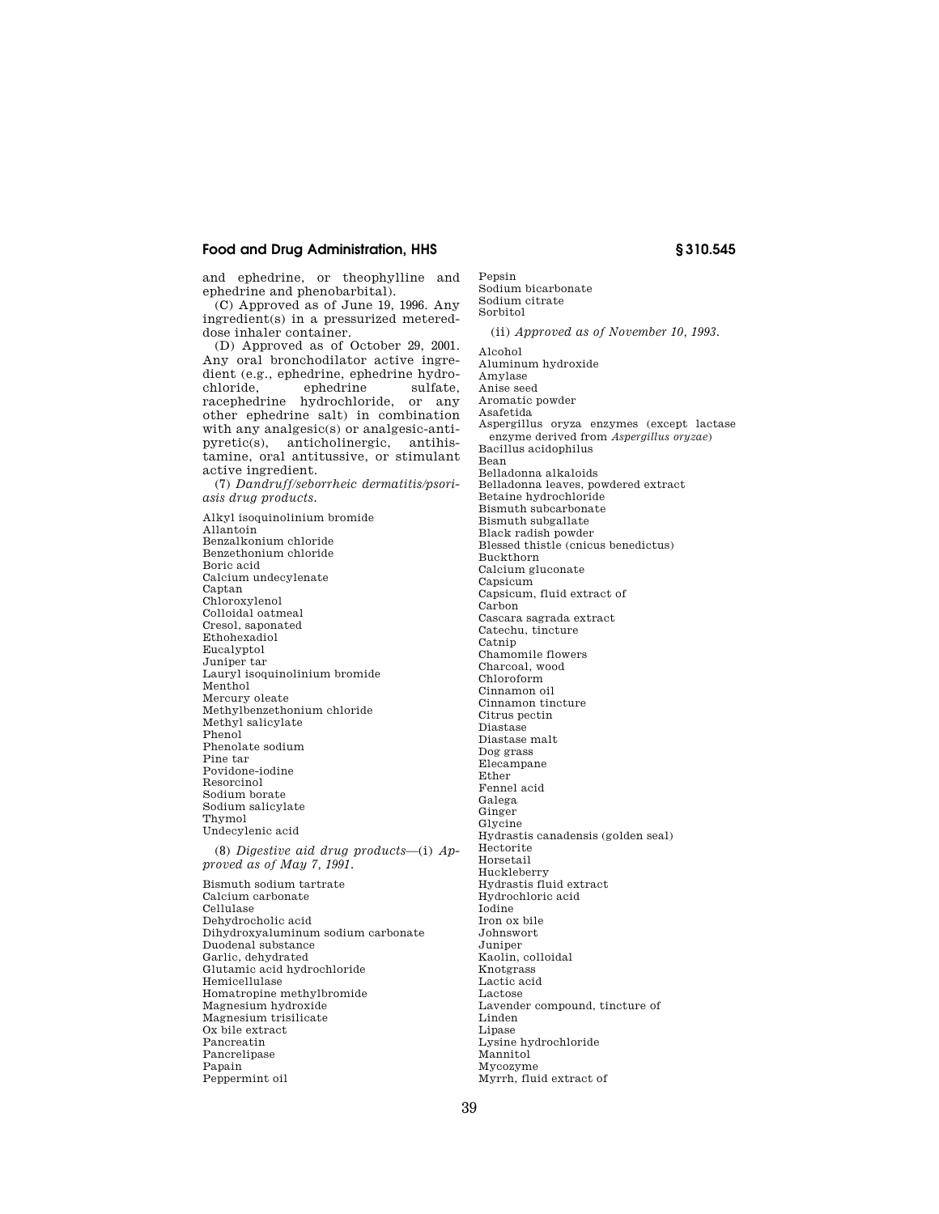and ephedrine, or theophylline and ephedrine and phenobarbital).

(C) Approved as of June 19, 1996. Any ingredient(s) in a pressurized metered-dose inhaler container.

(D) Approved as of October 29, 2001. Any oral bronchodilator active ingredient (e.g., ephedrine, ephedrine hydrochloride, ephedrine sulfate, racephedrine hydrochloride, or any other ephedrine salt) in combination with any analgesic(s) or analgesic-antipyretic(s), anticholinergic, antihistamine, oral antitussive, or stimulant active ingredient.

(7) *Dandruff/seborrheic dermatitis/psoriasis drug products.*

Alkyl isoquinolinium bromide
Allantoin
Benzalkonium chloride
Benzethonium chloride
Boric acid
Calcium undecylenate
Captan
Chloroxylenol
Colloidal oatmeal
Cresol, saponated
Ethohexadiol
Eucalyptol
Juniper tar
Lauryl isoquinolinium bromide
Menthol
Mercury oleate
Methylbenzethonium chloride
Methyl salicylate
Phenol
Phenolate sodium
Pine tar
Povidone-iodine
Resorcinol
Sodium borate
Sodium salicylate
Thymol
Undecylenic acid

(8) *Digestive aid drug products*—(i) *Approved as of May 7, 1991.*

Bismuth sodium tartrate
Calcium carbonate
Cellulase
Dehydrocholic acid
Dihydroxyaluminum sodium carbonate
Duodenal substance
Garlic, dehydrated
Glutamic acid hydrochloride
Hemicellulase
Homatropine methylbromide
Magnesium hydroxide
Magnesium trisilicate
Ox bile extract
Pancreatin
Pancrelipase
Papain
Peppermint oil
Pepsin
Sodium bicarbonate
Sodium citrate
Sorbitol

(ii) *Approved as of November 10, 1993.*

Alcohol
Aluminum hydroxide
Amylase
Anise seed
Aromatic powder
Asafetida
Aspergillus oryza enzymes (except lactase enzyme derived from *Aspergillus oryzae*)
Bacillus acidophilus
Bean
Belladonna alkaloids
Belladonna leaves, powdered extract
Betaine hydrochloride
Bismuth subcarbonate
Bismuth subgallate
Black radish powder
Blessed thistle (cnicus benedictus)
Buckthorn
Calcium gluconate
Capsicum
Capsicum, fluid extract of
Carbon
Cascara sagrada extract
Catechu, tincture
Catnip
Chamomile flowers
Charcoal, wood
Chloroform
Cinnamon oil
Cinnamon tincture
Citrus pectin
Diastase
Diastase malt
Dog grass
Elecampane
Ether
Fennel acid
Galega
Ginger
Glycine
Hydrastis canadensis (golden seal)
Hectorite
Horsetail
Huckleberry
Hydrastis fluid extract
Hydrochloric acid
Iodine
Iron ox bile
Johnswort
Juniper
Kaolin, colloidal
Knotgrass
Lactic acid
Lactose
Lavender compound, tincture of
Linden
Lipase
Lysine hydrochloride
Mannitol
Mycozyme
Myrrh, fluid extract of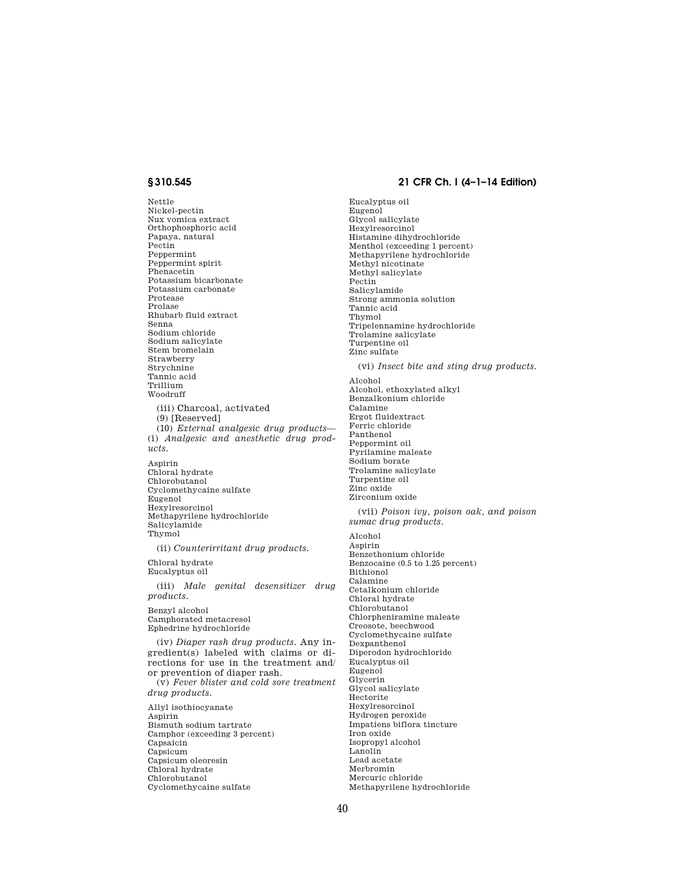Nettle
Nickel-pectin
Nux vomica extract
Orthophosphoric acid
Papaya, natural
Pectin
Peppermint
Peppermint spirit
Phenacetin
Potassium bicarbonate
Potassium carbonate
Protease
Prolase
Rhubarb fluid extract
Senna
Sodium chloride
Sodium salicylate
Stem bromelain
Strawberry
Strychnine
Tannic acid
Trillium
Woodruff

(iii) Charcoal, activated

(9) [Reserved]

(10) *External analgesic drug products*—(i) *Analgesic and anesthetic drug products.*

Aspirin
Chloral hydrate
Chlorobutanol
Cyclomethycaine sulfate
Eugenol
Hexylresorcinol
Methapyrilene hydrochloride
Salicylamide
Thymol

(ii) *Counterirritant drug products.*

Chloral hydrate
Eucalyptus oil

(iii) *Male genital desensitizer drug products.*

Benzyl alcohol
Camphorated metacresol
Ephedrine hydrochloride

(iv) *Diaper rash drug products.* Any ingredient(s) labeled with claims or directions for use in the treatment and/or prevention of diaper rash.

(v) *Fever blister and cold sore treatment drug products.*

Allyl isothiocyanate
Aspirin
Bismuth sodium tartrate
Camphor (exceeding 3 percent)
Capsaicin
Capsicum
Capsicum oleoresin
Chloral hydrate
Chlorobutanol
Cyclomethycaine sulfate
Eucalyptus oil
Eugenol
Glycol salicylate
Hexylresorcinol
Histamine dihydrochloride
Menthol (exceeding 1 percent)
Methapyrilene hydrochloride
Methyl nicotinate
Methyl salicylate
Pectin
Salicylamide
Strong ammonia solution
Tannic acid
Thymol
Tripelennamine hydrochloride
Trolamine salicylate
Turpentine oil
Zinc sulfate

(vi) *Insect bite and sting drug products.*

Alcohol
Alcohol, ethoxylated alkyl
Benzalkonium chloride
Calamine
Ergot fluidextract
Ferric chloride
Panthenol
Peppermint oil
Pyrilamine maleate
Sodium borate
Trolamine salicylate
Turpentine oil
Zinc oxide
Zirconium oxide

(vii) *Poison ivy, poison oak, and poison sumac drug products.*

Alcohol
Aspirin
Benzethonium chloride
Benzocaine (0.5 to 1.25 percent)
Bithionol
Calamine
Cetalkonium chloride
Chloral hydrate
Chlorobutanol
Chlorpheniramine maleate
Creosote, beechwood
Cyclomethycaine sulfate
Dexpanthenol
Diperodon hydrochloride
Eucalyptus oil
Eugenol
Glycerin
Glycol salicylate
Hectorite
Hexylresorcinol
Hydrogen peroxide
Impatiens biflora tincture
Iron oxide
Isopropyl alcohol
Lanolin
Lead acetate
Merbromin
Mercuric chloride
Methapyrilene hydrochloride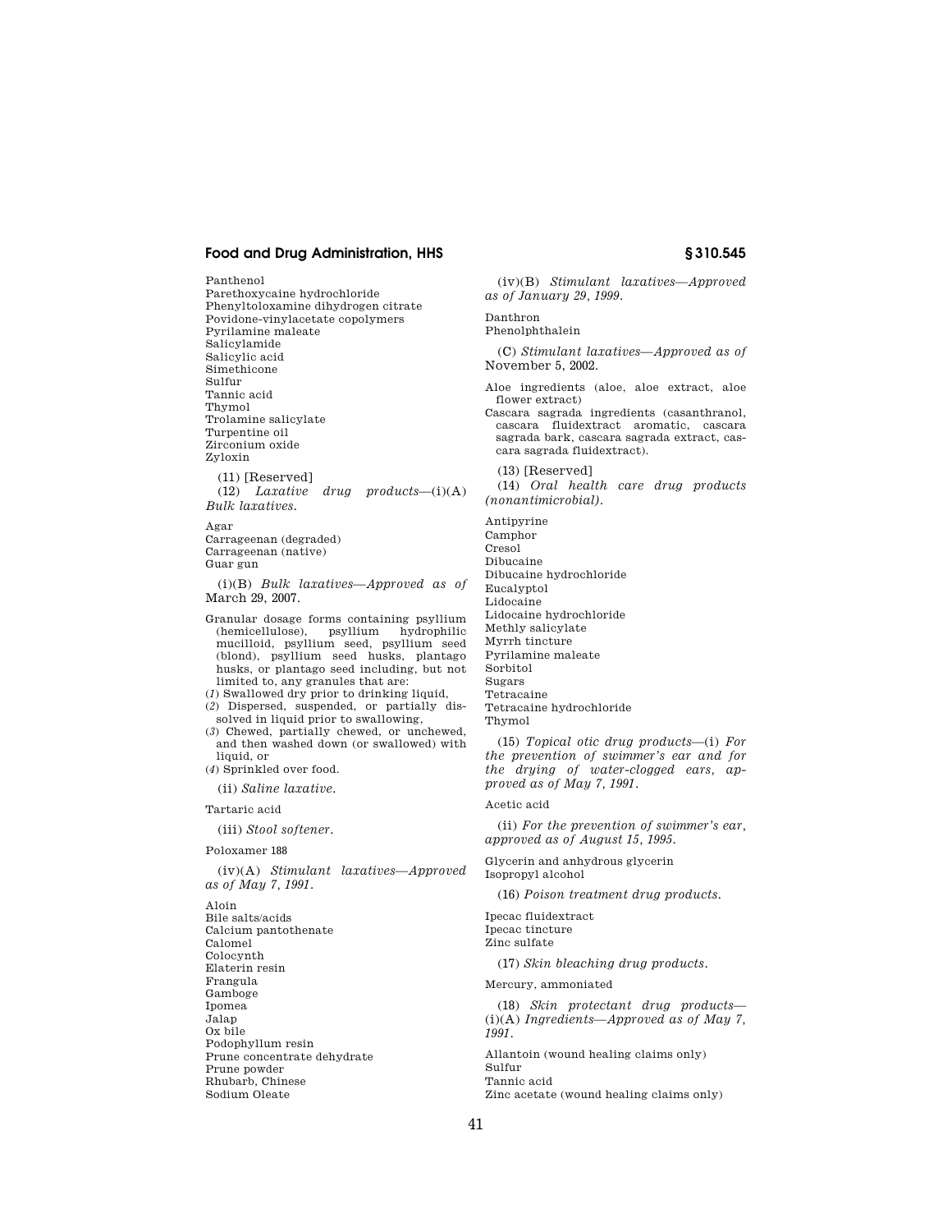Panthenol
Parethoxycaine hydrochloride
Phenyltoloxamine dihydrogen citrate
Povidone-vinylacetate copolymers
Pyrilamine maleate
Salicylamide
Salicylic acid
Simethicone
Sulfur
Tannic acid
Thymol
Trolamine salicylate
Turpentine oil
Zirconium oxide
Zyloxin

(11) [Reserved]

(12) *Laxative drug products*—(i)(A) *Bulk laxatives.*

Agar
Carrageenan (degraded)
Carrageenan (native)
Guar gun

(i)(B) *Bulk laxatives—Approved as of* March 29, 2007.

Granular dosage forms containing psyllium (hemicellulose), psyllium hydrophilic mucilloid, psyllium seed, psyllium seed (blond), psyllium seed husks, plantago husks, or plantago seed including, but not limited to, any granules that are:
(*1*) Swallowed dry prior to drinking liquid,
(*2*) Dispersed, suspended, or partially dissolved in liquid prior to swallowing,
(*3*) Chewed, partially chewed, or unchewed, and then washed down (or swallowed) with liquid, or
(*4*) Sprinkled over food.

(ii) *Saline laxative.*

Tartaric acid

(iii) *Stool softener.*

Poloxamer 188

(iv)(A) *Stimulant laxatives—Approved as of May 7, 1991.*

Aloin
Bile salts/acids
Calcium pantothenate
Calomel
Colocynth
Elaterin resin
Frangula
Gamboge
Ipomea
Jalap
Ox bile
Podophyllum resin
Prune concentrate dehydrate
Prune powder
Rhubarb, Chinese
Sodium Oleate

(iv)(B) *Stimulant laxatives—Approved as of January 29, 1999.*

Danthron
Phenolphthalein

(C) *Stimulant laxatives—Approved as of* November 5, 2002.

Aloe ingredients (aloe, aloe extract, aloe flower extract)
Cascara sagrada ingredients (casanthranol, cascara fluidextract aromatic, cascara sagrada bark, cascara sagrada extract, cascara sagrada fluidextract).

(13) [Reserved]

(14) *Oral health care drug products (nonantimicrobial).*

Antipyrine
Camphor
Cresol
Dibucaine
Dibucaine hydrochloride
Eucalyptol
Lidocaine
Lidocaine hydrochloride
Methly salicylate
Myrrh tincture
Pyrilamine maleate
Sorbitol
Sugars
Tetracaine
Tetracaine hydrochloride
Thymol

(15) *Topical otic drug products*—(i) *For the prevention of swimmer's ear and for the drying of water-clogged ears, approved as of May 7, 1991.*

Acetic acid

(ii) *For the prevention of swimmer's ear, approved as of August 15, 1995.*

Glycerin and anhydrous glycerin
Isopropyl alcohol

(16) *Poison treatment drug products.*

Ipecac fluidextract
Ipecac tincture
Zinc sulfate

(17) *Skin bleaching drug products.*

Mercury, ammoniated

(18) *Skin protectant drug products*—(i)(A) *Ingredients—Approved as of May 7, 1991.*

Allantoin (wound healing claims only)
Sulfur
Tannic acid
Zinc acetate (wound healing claims only)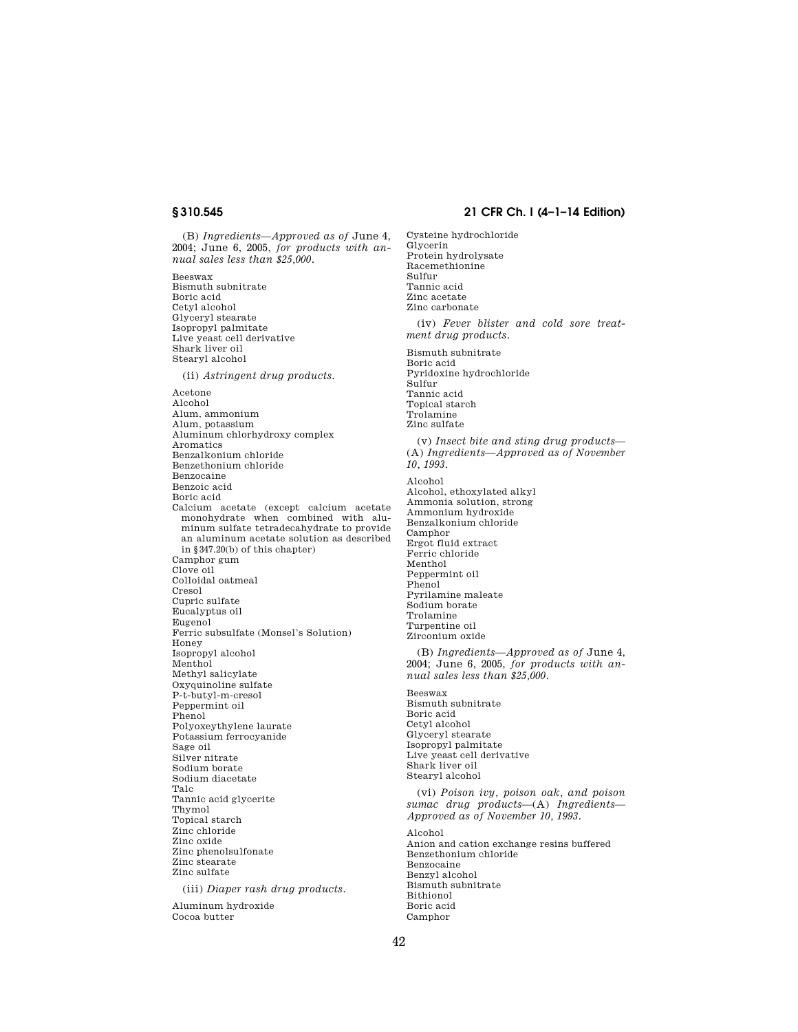(B) *Ingredients—Approved as of* June 4, 2004; June 6, 2005, *for products with annual sales less than $25,000*.

Beeswax
Bismuth subnitrate
Boric acid
Cetyl alcohol
Glyceryl stearate
Isopropyl palmitate
Live yeast cell derivative
Shark liver oil
Stearyl alcohol

(ii) *Astringent drug products*.

Acetone
Alcohol
Alum, ammonium
Alum, potassium
Aluminum chlorhydroxy complex
Aromatics
Benzalkonium chloride
Benzethonium chloride
Benzocaine
Benzoic acid
Boric acid
Calcium acetate (except calcium acetate monohydrate when combined with aluminum sulfate tetradecahydrate to provide an aluminum acetate solution as described in §347.20(b) of this chapter)
Camphor gum
Clove oil
Colloidal oatmeal
Cresol
Cupric sulfate
Eucalyptus oil
Eugenol
Ferric subsulfate (Monsel's Solution)
Honey
Isopropyl alcohol
Menthol
Methyl salicylate
Oxyquinoline sulfate
P-t-butyl-m-cresol
Peppermint oil
Phenol
Polyoxeythylene laurate
Potassium ferrocyanide
Sage oil
Silver nitrate
Sodium borate
Sodium diacetate
Talc
Tannic acid glycerite
Thymol
Topical starch
Zinc chloride
Zinc oxide
Zinc phenolsulfonate
Zinc stearate
Zinc sulfate

(iii) *Diaper rash drug products*.

Aluminum hydroxide
Cocoa butter
Cysteine hydrochloride
Glycerin
Protein hydrolysate
Racemethionine
Sulfur
Tannic acid
Zinc acetate
Zinc carbonate

(iv) *Fever blister and cold sore treatment drug products*.

Bismuth subnitrate
Boric acid
Pyridoxine hydrochloride
Sulfur
Tannic acid
Topical starch
Trolamine
Zinc sulfate

(v) *Insect bite and sting drug products*—(A) *Ingredients—Approved as of November 10, 1993*.

Alcohol
Alcohol, ethoxylated alkyl
Ammonia solution, strong
Ammonium hydroxide
Benzalkonium chloride
Camphor
Ergot fluid extract
Ferric chloride
Menthol
Peppermint oil
Phenol
Pyrilamine maleate
Sodium borate
Trolamine
Turpentine oil
Zirconium oxide

(B) *Ingredients—Approved as of* June 4, 2004; June 6, 2005, *for products with annual sales less than $25,000*.

Beeswax
Bismuth subnitrate
Boric acid
Cetyl alcohol
Glyceryl stearate
Isopropyl palmitate
Live yeast cell derivative
Shark liver oil
Stearyl alcohol

(vi) *Poison ivy, poison oak, and poison sumac drug products*—(A) *Ingredients—Approved as of November 10, 1993*.

Alcohol
Anion and cation exchange resins buffered
Benzethonium chloride
Benzocaine
Benzyl alcohol
Bismuth subnitrate
Bithionol
Boric acid
Camphor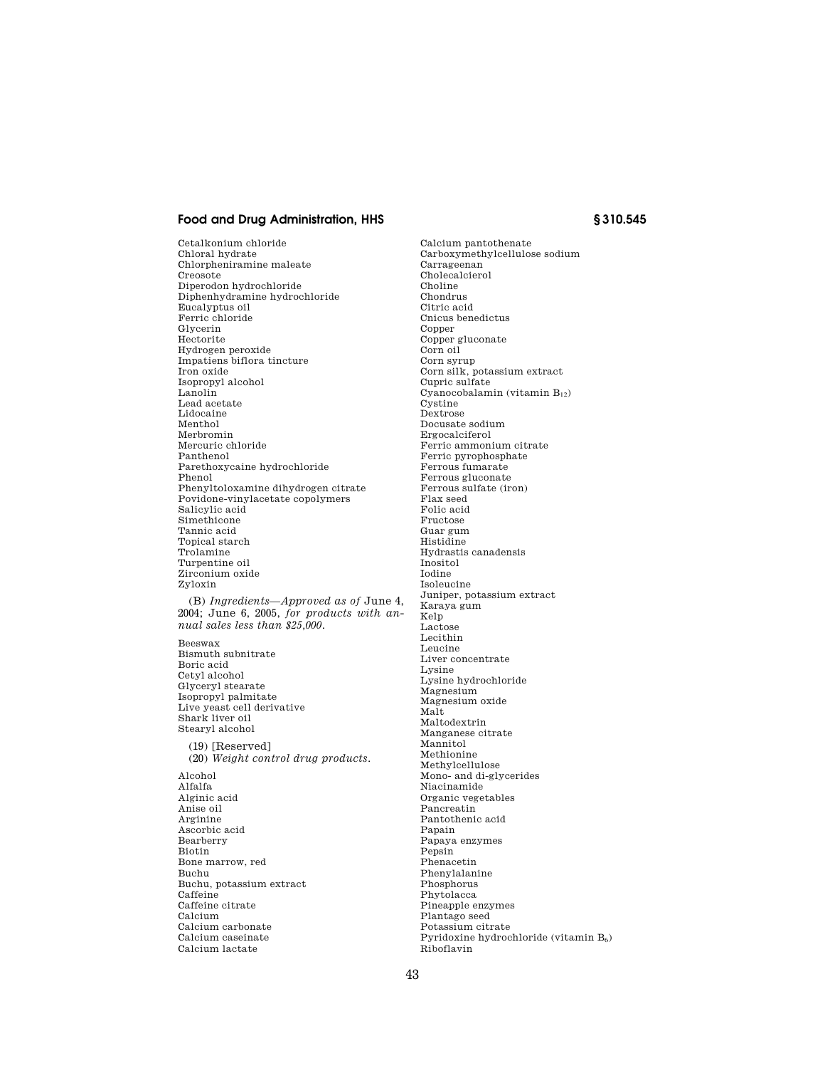Cetalkonium chloride
Chloral hydrate
Chlorpheniramine maleate
Creosote
Diperodon hydrochloride
Diphenhydramine hydrochloride
Eucalyptus oil
Ferric chloride
Glycerin
Hectorite
Hydrogen peroxide
Impatiens biflora tincture
Iron oxide
Isopropyl alcohol
Lanolin
Lead acetate
Lidocaine
Menthol
Merbromin
Mercuric chloride
Panthenol
Parethoxycaine hydrochloride
Phenol
Phenyltoloxamine dihydrogen citrate
Povidone-vinylacetate copolymers
Salicylic acid
Simethicone
Tannic acid
Topical starch
Trolamine
Turpentine oil
Zirconium oxide
Zyloxin

(B) *Ingredients—Approved as of* June 4, 2004; June 6, 2005, *for products with annual sales less than $25,000.*

Beeswax
Bismuth subnitrate
Boric acid
Cetyl alcohol
Glyceryl stearate
Isopropyl palmitate
Live yeast cell derivative
Shark liver oil
Stearyl alcohol

(19) [Reserved]

(20) *Weight control drug products.*

Alcohol
Alfalfa
Alginic acid
Anise oil
Arginine
Ascorbic acid
Bearberry
Biotin
Bone marrow, red
Buchu
Buchu, potassium extract
Caffeine
Caffeine citrate
Calcium
Calcium carbonate
Calcium caseinate
Calcium lactate
Calcium pantothenate
Carboxymethylcellulose sodium
Carrageenan
Cholecalcierol
Choline
Chondrus
Citric acid
Cnicus benedictus
Copper
Copper gluconate
Corn oil
Corn syrup
Corn silk, potassium extract
Cupric sulfate
Cyanocobalamin (vitamin $B_{12}$)
Cystine
Dextrose
Docusate sodium
Ergocalciferol
Ferric ammonium citrate
Ferric pyrophosphate
Ferrous fumarate
Ferrous gluconate
Ferrous sulfate (iron)
Flax seed
Folic acid
Fructose
Guar gum
Histidine
Hydrastis canadensis
Inositol
Iodine
Isoleucine
Juniper, potassium extract
Karaya gum
Kelp
Lactose
Lecithin
Leucine
Liver concentrate
Lysine
Lysine hydrochloride
Magnesium
Magnesium oxide
Malt
Maltodextrin
Manganese citrate
Mannitol
Methionine
Methylcellulose
Mono- and di-glycerides
Niacinamide
Organic vegetables
Pancreatin
Pantothenic acid
Papain
Papaya enzymes
Pepsin
Phenacetin
Phenylalanine
Phosphorus
Phytolacca
Pineapple enzymes
Plantago seed
Potassium citrate
Pyridoxine hydrochloride (vitamin $B_6$)
Riboflavin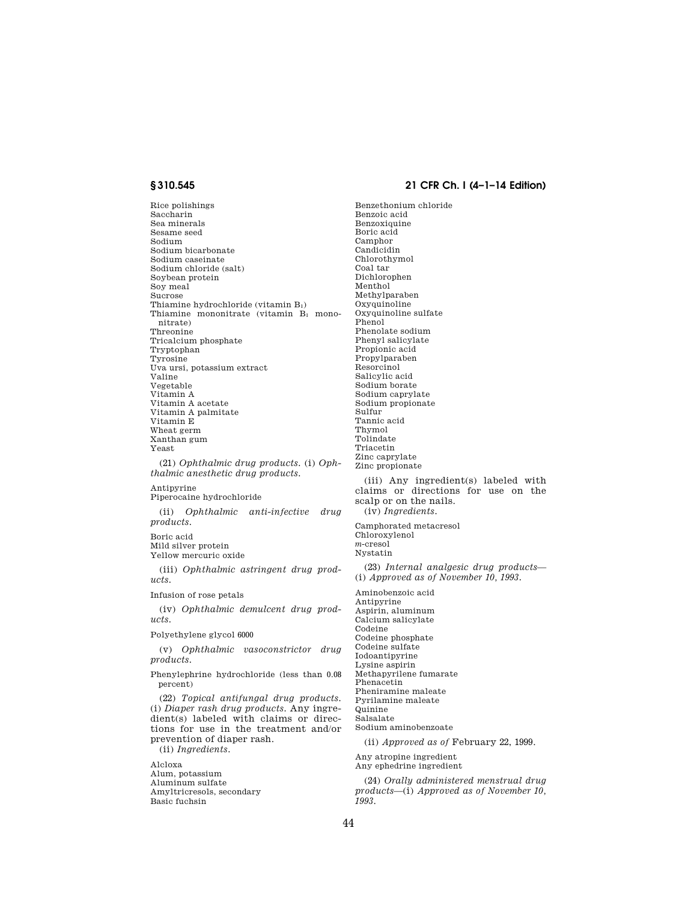Rice polishings
Saccharin
Sea minerals
Sesame seed
Sodium
Sodium bicarbonate
Sodium caseinate
Sodium chloride (salt)
Soybean protein
Soy meal
Sucrose
Thiamine hydrochloride (vitamin $B_1$)
Thiamine mononitrate (vitamin $B_1$ mononitrate)
Threonine
Tricalcium phosphate
Tryptophan
Tyrosine
Uva ursi, potassium extract
Valine
Vegetable
Vitamin A
Vitamin A acetate
Vitamin A palmitate
Vitamin E
Wheat germ
Xanthan gum
Yeast

(21) *Ophthalmic drug products.* (i) *Ophthalmic anesthetic drug products.*

Antipyrine
Piperocaine hydrochloride

(ii) *Ophthalmic anti-infective drug products.*

Boric acid
Mild silver protein
Yellow mercuric oxide

(iii) *Ophthalmic astringent drug products.*

Infusion of rose petals

(iv) *Ophthalmic demulcent drug products.*

Polyethylene glycol 6000

(v) *Ophthalmic vasoconstrictor drug products.*

Phenylephrine hydrochloride (less than 0.08 percent)

(22) *Topical antifungal drug products.* (i) *Diaper rash drug products.* Any ingredient(s) labeled with claims or directions for use in the treatment and/or prevention of diaper rash.

(ii) *Ingredients.*

Alcloxa
Alum, potassium
Aluminum sulfate
Amyltricresols, secondary
Basic fuchsin
Benzethonium chloride
Benzoic acid
Benzoxiquine
Boric acid
Camphor
Candicidin
Chlorothymol
Coal tar
Dichlorophen
Menthol
Methylparaben
Oxyquinoline
Oxyquinoline sulfate
Phenol
Phenolate sodium
Phenyl salicylate
Propionic acid
Propylparaben
Resorcinol
Salicylic acid
Sodium borate
Sodium caprylate
Sodium propionate
Sulfur
Tannic acid
Thymol
Tolindate
Triacetin
Zinc caprylate
Zinc propionate

(iii) Any ingredient(s) labeled with claims or directions for use on the scalp or on the nails.

(iv) *Ingredients.*

Camphorated metacresol
Chloroxylenol
*m*-cresol
Nystatin

(23) *Internal analgesic drug products*—(i) *Approved as of November 10, 1993.*

Aminobenzoic acid
Antipyrine
Aspirin, aluminum
Calcium salicylate
Codeine
Codeine phosphate
Codeine sulfate
Iodoantipyrine
Lysine aspirin
Methapyrilene fumarate
Phenacetin
Pheniramine maleate
Pyrilamine maleate
Quinine
Salsalate
Sodium aminobenzoate

(ii) *Approved as of* February 22, 1999.

Any atropine ingredient
Any ephedrine ingredient

(24) *Orally administered menstrual drug products*—(i) *Approved as of November 10, 1993.*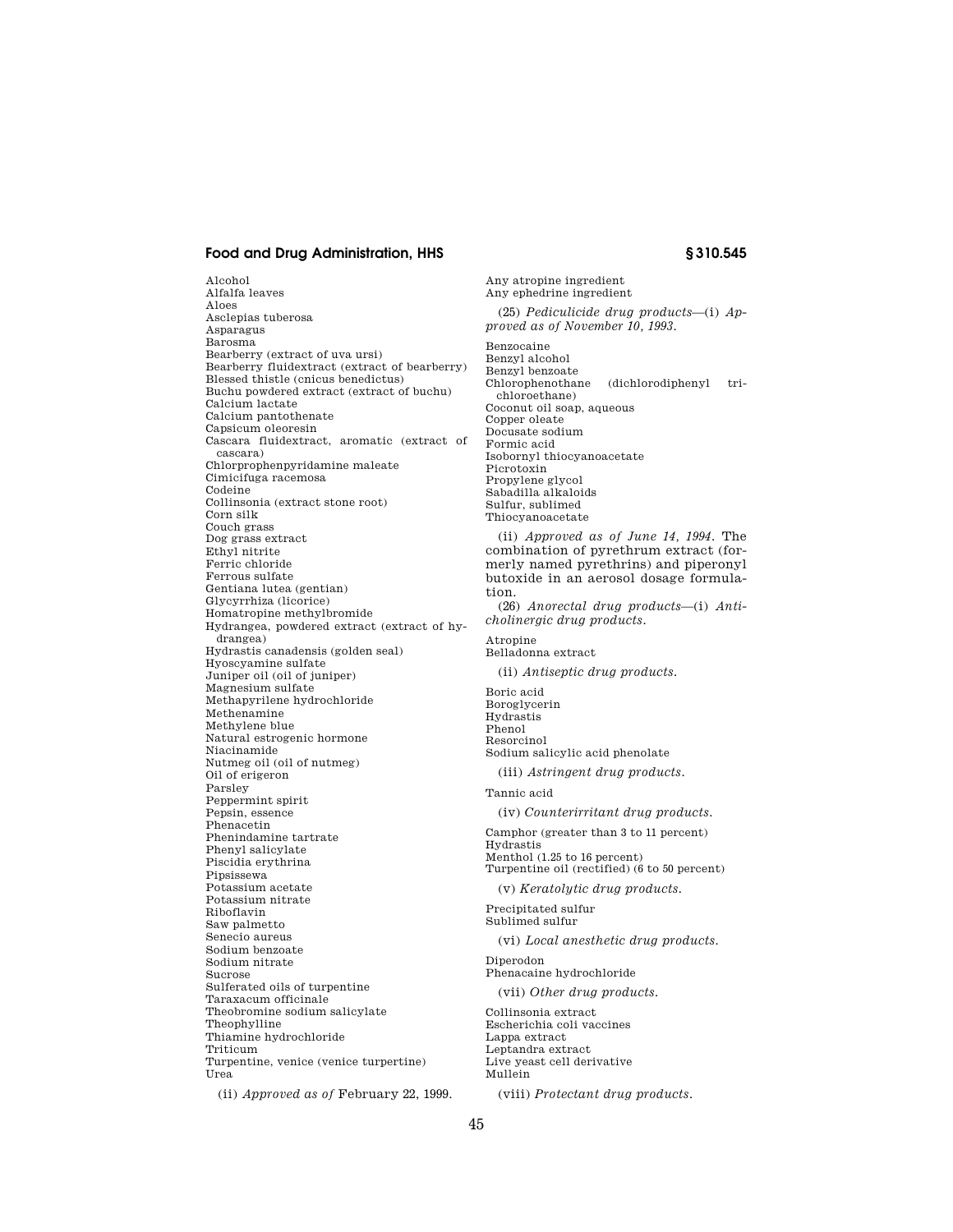Alcohol
Alfalfa leaves
Aloes
Asclepias tuberosa
Asparagus
Barosma
Bearberry (extract of uva ursi)
Bearberry fluidextract (extract of bearberry)
Blessed thistle (cnicus benedictus)
Buchu powdered extract (extract of buchu)
Calcium lactate
Calcium pantothenate
Capsicum oleoresin
Cascara fluidextract, aromatic (extract of cascara)
Chlorprophenpyridamine maleate
Cimicifuga racemosa
Codeine
Collinsonia (extract stone root)
Corn silk
Couch grass
Dog grass extract
Ethyl nitrite
Ferric chloride
Ferrous sulfate
Gentiana lutea (gentian)
Glycyrrhiza (licorice)
Homatropine methylbromide
Hydrangea, powdered extract (extract of hydrangea)
Hydrastis canadensis (golden seal)
Hyoscyamine sulfate
Juniper oil (oil of juniper)
Magnesium sulfate
Methapyrilene hydrochloride
Methenamine
Methylene blue
Natural estrogenic hormone
Niacinamide
Nutmeg oil (oil of nutmeg)
Oil of erigeron
Parsley
Peppermint spirit
Pepsin, essence
Phenacetin
Phenindamine tartrate
Phenyl salicylate
Piscidia erythrina
Pipsissewa
Potassium acetate
Potassium nitrate
Riboflavin
Saw palmetto
Senecio aureus
Sodium benzoate
Sodium nitrate
Sucrose
Sulferated oils of turpentine
Taraxacum officinale
Theobromine sodium salicylate
Theophylline
Thiamine hydrochloride
Triticum
Turpentine, venice (venice turpertine)
Urea

(ii) *Approved as of* February 22, 1999.

Any atropine ingredient
Any ephedrine ingredient

(25) *Pediculicide drug products*—(i) *Approved as of November 10, 1993.*

Benzocaine
Benzyl alcohol
Benzyl benzoate
Chlorophenothane (dichlorodiphenyl trichloroethane)
Coconut oil soap, aqueous
Copper oleate
Docusate sodium
Formic acid
Isobornyl thiocyanoacetate
Picrotoxin
Propylene glycol
Sabadilla alkaloids
Sulfur, sublimed
Thiocyanoacetate

(ii) *Approved as of June 14, 1994.* The combination of pyrethrum extract (formerly named pyrethrins) and piperonyl butoxide in an aerosol dosage formulation.

(26) *Anorectal drug products*—(i) *Anticholinergic drug products.*

Atropine
Belladonna extract

(ii) *Antiseptic drug products.*

Boric acid
Boroglycerin
Hydrastis
Phenol
Resorcinol
Sodium salicylic acid phenolate

(iii) *Astringent drug products.*

Tannic acid

(iv) *Counterirritant drug products.*

Camphor (greater than 3 to 11 percent)
Hydrastis
Menthol (1.25 to 16 percent)
Turpentine oil (rectified) (6 to 50 percent)

(v) *Keratolytic drug products.*

Precipitated sulfur
Sublimed sulfur

(vi) *Local anesthetic drug products.*

Diperodon
Phenacaine hydrochloride

(vii) *Other drug products.*

Collinsonia extract
Escherichia coli vaccines
Lappa extract
Leptandra extract
Live yeast cell derivative
Mullein

(viii) *Protectant drug products.*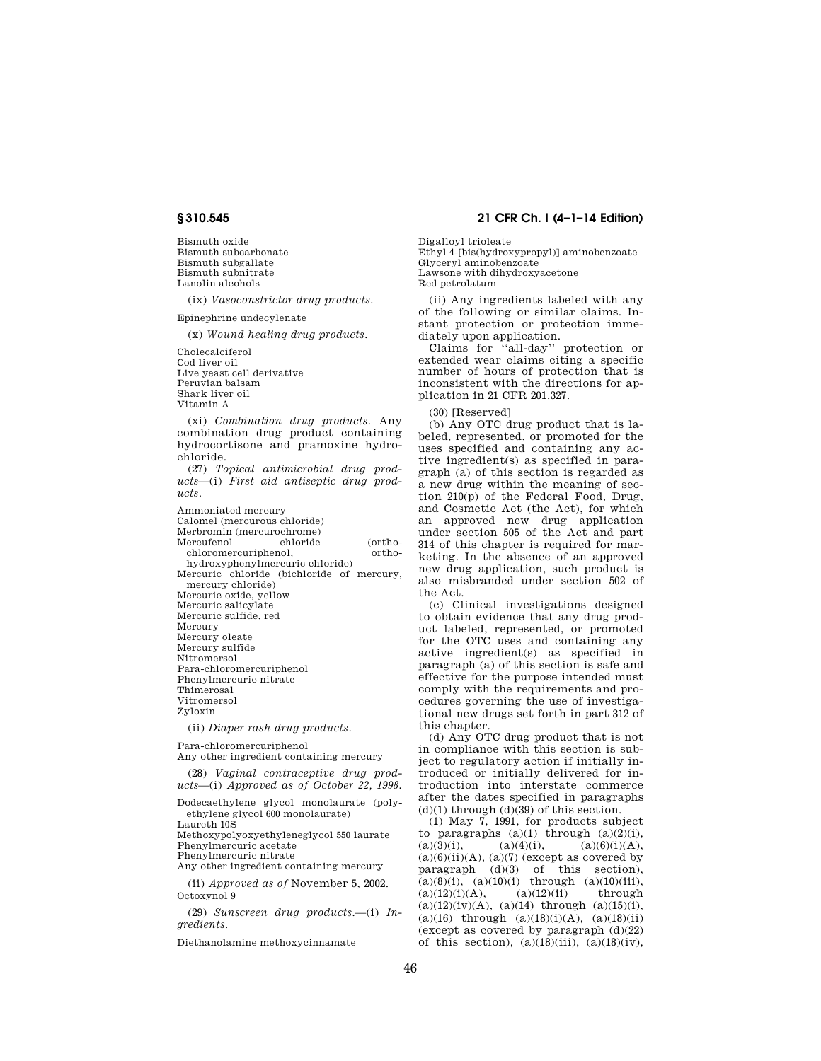Bismuth oxide
Bismuth subcarbonate
Bismuth subgallate
Bismuth subnitrate
Lanolin alcohols

(ix) *Vasoconstrictor drug products.*

Epinephrine undecylenate

(x) *Wound healing drug products.*

Cholecalciferol
Cod liver oil
Live yeast cell derivative
Peruvian balsam
Shark liver oil
Vitamin A

(xi) *Combination drug products.* Any combination drug product containing hydrocortisone and pramoxine hydrochloride.

(27) *Topical antimicrobial drug products*—(i) *First aid antiseptic drug products.*

Ammoniated mercury
Calomel (mercurous chloride)
Merbromin (mercurochrome)
Mercufenol chloride (ortho-chloromercuriphenol, ortho-hydroxyphenylmercuric chloride)
Mercuric chloride (bichloride of mercury, mercury chloride)
Mercuric oxide, yellow
Mercuric salicylate
Mercuric sulfide, red
Mercury
Mercury oleate
Mercury sulfide
Nitromersol
Para-chloromercuriphenol
Phenylmercuric nitrate
Thimerosal
Vitromersol
Zyloxin

(ii) *Diaper rash drug products.*

Para-chloromercuriphenol
Any other ingredient containing mercury

(28) *Vaginal contraceptive drug products*—(i) *Approved as of October 22, 1998.*

Dodecaethylene glycol monolaurate (polyethylene glycol 600 monolaurate)
Laureth 10S
Methoxypolyoxyethyleneglycol 550 laurate
Phenylmercuric acetate
Phenylmercuric nitrate
Any other ingredient containing mercury

(ii) *Approved as of* November 5, 2002.
Octoxynol 9

(29) *Sunscreen drug products.*—(i) *Ingredients.*

Diethanolamine methoxycinnamate
Digalloyl trioleate
Ethyl 4-[bis(hydroxypropyl)] aminobenzoate
Glyceryl aminobenzoate
Lawsone with dihydroxyacetone
Red petrolatum

(ii) Any ingredients labeled with any of the following or similar claims. Instant protection or protection immediately upon application.

Claims for ''all-day'' protection or extended wear claims citing a specific number of hours of protection that is inconsistent with the directions for application in 21 CFR 201.327.

(30) [Reserved]

(b) Any OTC drug product that is labeled, represented, or promoted for the uses specified and containing any active ingredient(s) as specified in paragraph (a) of this section is regarded as a new drug within the meaning of section 210(p) of the Federal Food, Drug, and Cosmetic Act (the Act), for which an approved new drug application under section 505 of the Act and part 314 of this chapter is required for marketing. In the absence of an approved new drug application, such product is also misbranded under section 502 of the Act.

(c) Clinical investigations designed to obtain evidence that any drug product labeled, represented, or promoted for the OTC uses and containing any active ingredient(s) as specified in paragraph (a) of this section is safe and effective for the purpose intended must comply with the requirements and procedures governing the use of investigational new drugs set forth in part 312 of this chapter.

(d) Any OTC drug product that is not in compliance with this section is subject to regulatory action if initially introduced or initially delivered for introduction into interstate commerce after the dates specified in paragraphs (d)(1) through (d)(39) of this section.

(1) May 7, 1991, for products subject to paragraphs (a)(1) through (a)(2)(i), (a)(3)(i), (a)(4)(i), (a)(6)(i)(A), (a)(6)(ii)(A), (a)(7) (except as covered by paragraph (d)(3) of this section), (a)(8)(i), (a)(10)(i) through (a)(10)(iii), (a)(12)(i)(A), (a)(12)(ii) through (a)(12)(iv)(A), (a)(14) through (a)(15)(i), (a)(16) through (a)(18)(i)(A), (a)(18)(ii) (except as covered by paragraph (d)(22) of this section), (a)(18)(iii), (a)(18)(iv),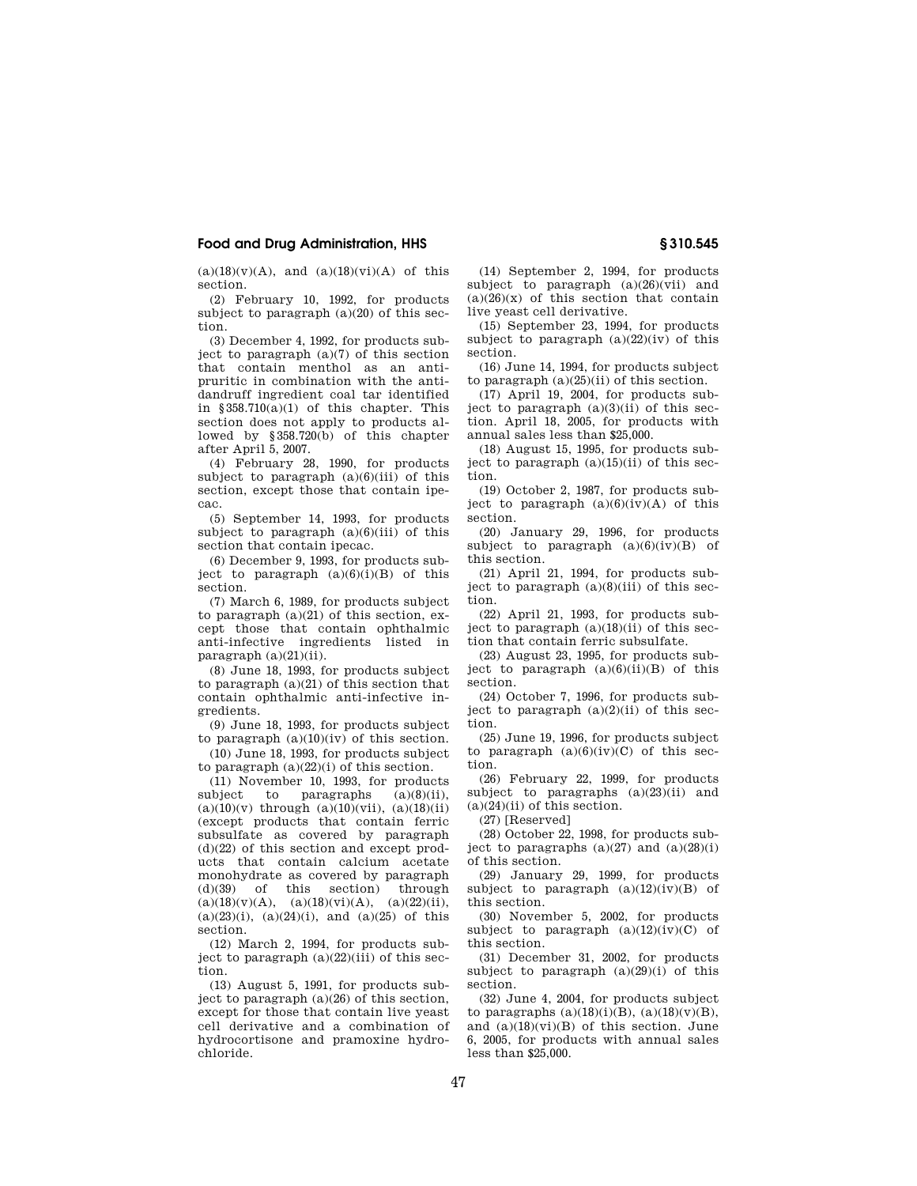(a)(18)(v)(A), and (a)(18)(vi)(A) of this section.

(2) February 10, 1992, for products subject to paragraph (a)(20) of this section.

(3) December 4, 1992, for products subject to paragraph (a)(7) of this section that contain menthol as an antipruritic in combination with the antidandruff ingredient coal tar identified in §358.710(a)(1) of this chapter. This section does not apply to products allowed by §358.720(b) of this chapter after April 5, 2007.

(4) February 28, 1990, for products subject to paragraph (a)(6)(iii) of this section, except those that contain ipecac.

(5) September 14, 1993, for products subject to paragraph (a)(6)(iii) of this section that contain ipecac.

(6) December 9, 1993, for products subject to paragraph (a)(6)(i)(B) of this section.

(7) March 6, 1989, for products subject to paragraph (a)(21) of this section, except those that contain ophthalmic anti-infective ingredients listed in paragraph (a)(21)(ii).

(8) June 18, 1993, for products subject to paragraph (a)(21) of this section that contain ophthalmic anti-infective ingredients.

(9) June 18, 1993, for products subject to paragraph (a)(10)(iv) of this section.

(10) June 18, 1993, for products subject to paragraph (a)(22)(i) of this section.

(11) November 10, 1993, for products subject to paragraphs (a)(8)(ii), (a)(10)(v) through (a)(10)(vii), (a)(18)(ii) (except products that contain ferric subsulfate as covered by paragraph (d)(22) of this section and except products that contain calcium acetate monohydrate as covered by paragraph (d)(39) of this section) through (a)(18)(v)(A), (a)(18)(vi)(A), (a)(22)(ii), (a)(23)(i), (a)(24)(i), and (a)(25) of this section.

(12) March 2, 1994, for products subject to paragraph (a)(22)(iii) of this section.

(13) August 5, 1991, for products subject to paragraph (a)(26) of this section, except for those that contain live yeast cell derivative and a combination of hydrocortisone and pramoxine hydrochloride.

(14) September 2, 1994, for products subject to paragraph (a)(26)(vii) and (a)(26)(x) of this section that contain live yeast cell derivative.

(15) September 23, 1994, for products subject to paragraph (a)(22)(iv) of this section.

(16) June 14, 1994, for products subject to paragraph (a)(25)(ii) of this section.

(17) April 19, 2004, for products subject to paragraph (a)(3)(ii) of this section. April 18, 2005, for products with annual sales less than $25,000.

(18) August 15, 1995, for products subject to paragraph (a)(15)(ii) of this section.

(19) October 2, 1987, for products subject to paragraph (a)(6)(iv)(A) of this section.

(20) January 29, 1996, for products subject to paragraph (a)(6)(iv)(B) of this section.

(21) April 21, 1994, for products subject to paragraph (a)(8)(iii) of this section.

(22) April 21, 1993, for products subject to paragraph (a)(18)(ii) of this section that contain ferric subsulfate.

(23) August 23, 1995, for products subject to paragraph (a)(6)(ii)(B) of this section.

(24) October 7, 1996, for products subject to paragraph (a)(2)(ii) of this section.

(25) June 19, 1996, for products subject to paragraph (a)(6)(iv)(C) of this section.

(26) February 22, 1999, for products subject to paragraphs (a)(23)(ii) and (a)(24)(ii) of this section.

(27) [Reserved]

(28) October 22, 1998, for products subject to paragraphs (a)(27) and (a)(28)(i) of this section.

(29) January 29, 1999, for products subject to paragraph (a)(12)(iv)(B) of this section.

(30) November 5, 2002, for products subject to paragraph (a)(12)(iv)(C) of this section.

(31) December 31, 2002, for products subject to paragraph (a)(29)(i) of this section.

(32) June 4, 2004, for products subject to paragraphs (a)(18)(i)(B), (a)(18)(v)(B), and (a)(18)(vi)(B) of this section. June 6, 2005, for products with annual sales less than $25,000.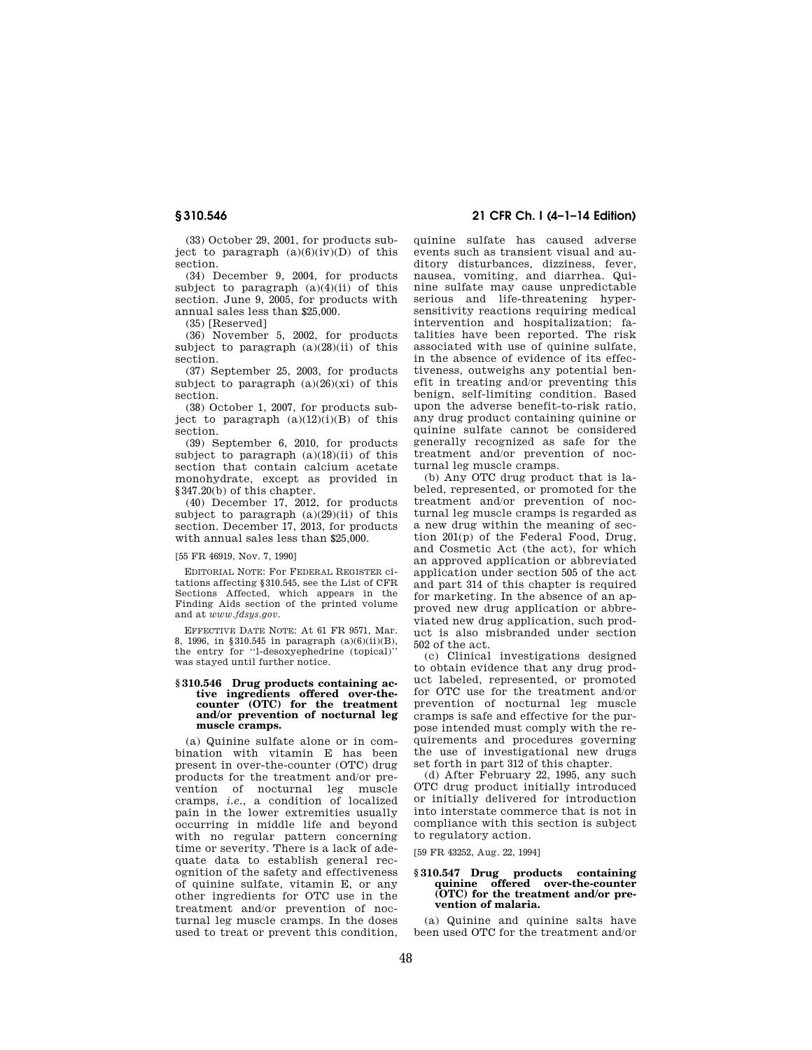(33) October 29, 2001, for products subject to paragraph (a)(6)(iv)(D) of this section.

(34) December 9, 2004, for products subject to paragraph (a)(4)(ii) of this section. June 9, 2005, for products with annual sales less than $25,000.

(35) [Reserved]

(36) November 5, 2002, for products subject to paragraph (a)(28)(ii) of this section.

(37) September 25, 2003, for products subject to paragraph (a)(26)(xi) of this section.

(38) October 1, 2007, for products subject to paragraph (a)(12)(i)(B) of this section.

(39) September 6, 2010, for products subject to paragraph (a)(18)(ii) of this section that contain calcium acetate monohydrate, except as provided in §347.20(b) of this chapter.

(40) December 17, 2012, for products subject to paragraph (a)(29)(ii) of this section. December 17, 2013, for products with annual sales less than $25,000.

[55 FR 46919, Nov. 7, 1990]

EDITORIAL NOTE: For FEDERAL REGISTER citations affecting §310.545, see the List of CFR Sections Affected, which appears in the Finding Aids section of the printed volume and at *www.fdsys.gov*.

EFFECTIVE DATE NOTE: At 61 FR 9571, Mar. 8, 1996, in §310.545 in paragraph (a)(6)(ii)(B), the entry for "l-desoxyephedrine (topical)" was stayed until further notice.

### §310.546 Drug products containing active ingredients offered over-the-counter (OTC) for the treatment and/or prevention of nocturnal leg muscle cramps.

(a) Quinine sulfate alone or in combination with vitamin E has been present in over-the-counter (OTC) drug products for the treatment and/or prevention of nocturnal leg muscle cramps, *i.e.*, a condition of localized pain in the lower extremities usually occurring in middle life and beyond with no regular pattern concerning time or severity. There is a lack of adequate data to establish general recognition of the safety and effectiveness of quinine sulfate, vitamin E, or any other ingredients for OTC use in the treatment and/or prevention of nocturnal leg muscle cramps. In the doses used to treat or prevent this condition, quinine sulfate has caused adverse events such as transient visual and auditory disturbances, dizziness, fever, nausea, vomiting, and diarrhea. Quinine sulfate may cause unpredictable serious and life-threatening hypersensitivity reactions requiring medical intervention and hospitalization; fatalities have been reported. The risk associated with use of quinine sulfate, in the absence of evidence of its effectiveness, outweighs any potential benefit in treating and/or preventing this benign, self-limiting condition. Based upon the adverse benefit-to-risk ratio, any drug product containing quinine or quinine sulfate cannot be considered generally recognized as safe for the treatment and/or prevention of nocturnal leg muscle cramps.

(b) Any OTC drug product that is labeled, represented, or promoted for the treatment and/or prevention of nocturnal leg muscle cramps is regarded as a new drug within the meaning of section 201(p) of the Federal Food, Drug, and Cosmetic Act (the act), for which an approved application or abbreviated application under section 505 of the act and part 314 of this chapter is required for marketing. In the absence of an approved new drug application or abbreviated new drug application, such product is also misbranded under section 502 of the act.

(c) Clinical investigations designed to obtain evidence that any drug product labeled, represented, or promoted for OTC use for the treatment and/or prevention of nocturnal leg muscle cramps is safe and effective for the purpose intended must comply with the requirements and procedures governing the use of investigational new drugs set forth in part 312 of this chapter.

(d) After February 22, 1995, any such OTC drug product initially introduced or initially delivered for introduction into interstate commerce that is not in compliance with this section is subject to regulatory action.

[59 FR 43252, Aug. 22, 1994]

### §310.547 Drug products containing quinine offered over-the-counter (OTC) for the treatment and/or prevention of malaria.

(a) Quinine and quinine salts have been used OTC for the treatment and/or